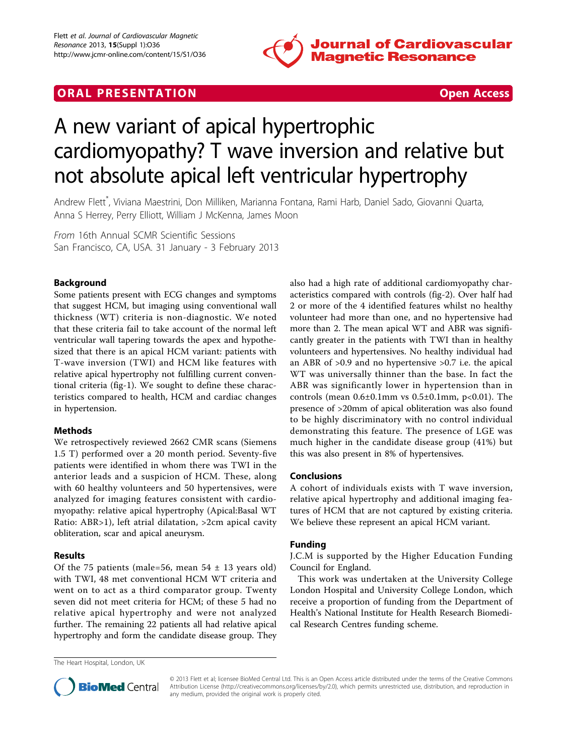ORAL PRESENTATION **Open Access**

# A new variant of apical hypertrophic cardiomyopathy? T wave inversion and relative but not absolute apical left ventricular hypertrophy

Andrew Flett*, Viviana Maestrini, Don Milliken, Marianna Fontana, Rami Harb, Daniel Sado, Giovanni Quarta, Anna S Herrey, Perry Elliott, William J McKenna, James Moon

*From* 16th Annual SCMR Scientific Sessions
San Francisco, CA, USA. 31 January - 3 February 2013

## Background

Some patients present with ECG changes and symptoms that suggest HCM, but imaging using conventional wall thickness (WT) criteria is non-diagnostic. We noted that these criteria fail to take account of the normal left ventricular wall tapering towards the apex and hypothesized that there is an apical HCM variant: patients with T-wave inversion (TWI) and HCM like features with relative apical hypertrophy not fulfilling current conventional criteria (fig-1). We sought to define these characteristics compared to health, HCM and cardiac changes in hypertension.

## Methods

We retrospectively reviewed 2662 CMR scans (Siemens 1.5 T) performed over a 20 month period. Seventy-five patients were identified in whom there was TWI in the anterior leads and a suspicion of HCM. These, along with 60 healthy volunteers and 50 hypertensives, were analyzed for imaging features consistent with cardiomyopathy: relative apical hypertrophy (Apical:Basal WT Ratio: ABR>1), left atrial dilatation, >2cm apical cavity obliteration, scar and apical aneurysm.

## Results

Of the 75 patients (male=56, mean 54 ± 13 years old) with TWI, 48 met conventional HCM WT criteria and went on to act as a third comparator group. Twenty seven did not meet criteria for HCM; of these 5 had no relative apical hypertrophy and were not analyzed further. The remaining 22 patients all had relative apical hypertrophy and form the candidate disease group. They also had a high rate of additional cardiomyopathy characteristics compared with controls (fig-2). Over half had 2 or more of the 4 identified features whilst no healthy volunteer had more than one, and no hypertensive had more than 2. The mean apical WT and ABR was significantly greater in the patients with TWI than in healthy volunteers and hypertensives. No healthy individual had an ABR of >0.9 and no hypertensive >0.7 i.e. the apical WT was universally thinner than the base. In fact the ABR was significantly lower in hypertension than in controls (mean 0.6±0.1mm vs 0.5±0.1mm, p<0.01). The presence of >20mm of apical obliteration was also found to be highly discriminatory with no control individual demonstrating this feature. The presence of LGE was much higher in the candidate disease group (41%) but this was also present in 8% of hypertensives.

## Conclusions

A cohort of individuals exists with T wave inversion, relative apical hypertrophy and additional imaging features of HCM that are not captured by existing criteria. We believe these represent an apical HCM variant.

## Funding

J.C.M is supported by the Higher Education Funding Council for England.

This work was undertaken at the University College London Hospital and University College London, which receive a proportion of funding from the Department of Health's National Institute for Health Research Biomedical Research Centres funding scheme.

The Heart Hospital, London, UK

© 2013 Flett et al; licensee BioMed Central Ltd. This is an Open Access article distributed under the terms of the Creative Commons Attribution License (http://creativecommons.org/licenses/by/2.0), which permits unrestricted use, distribution, and reproduction in any medium, provided the original work is properly cited.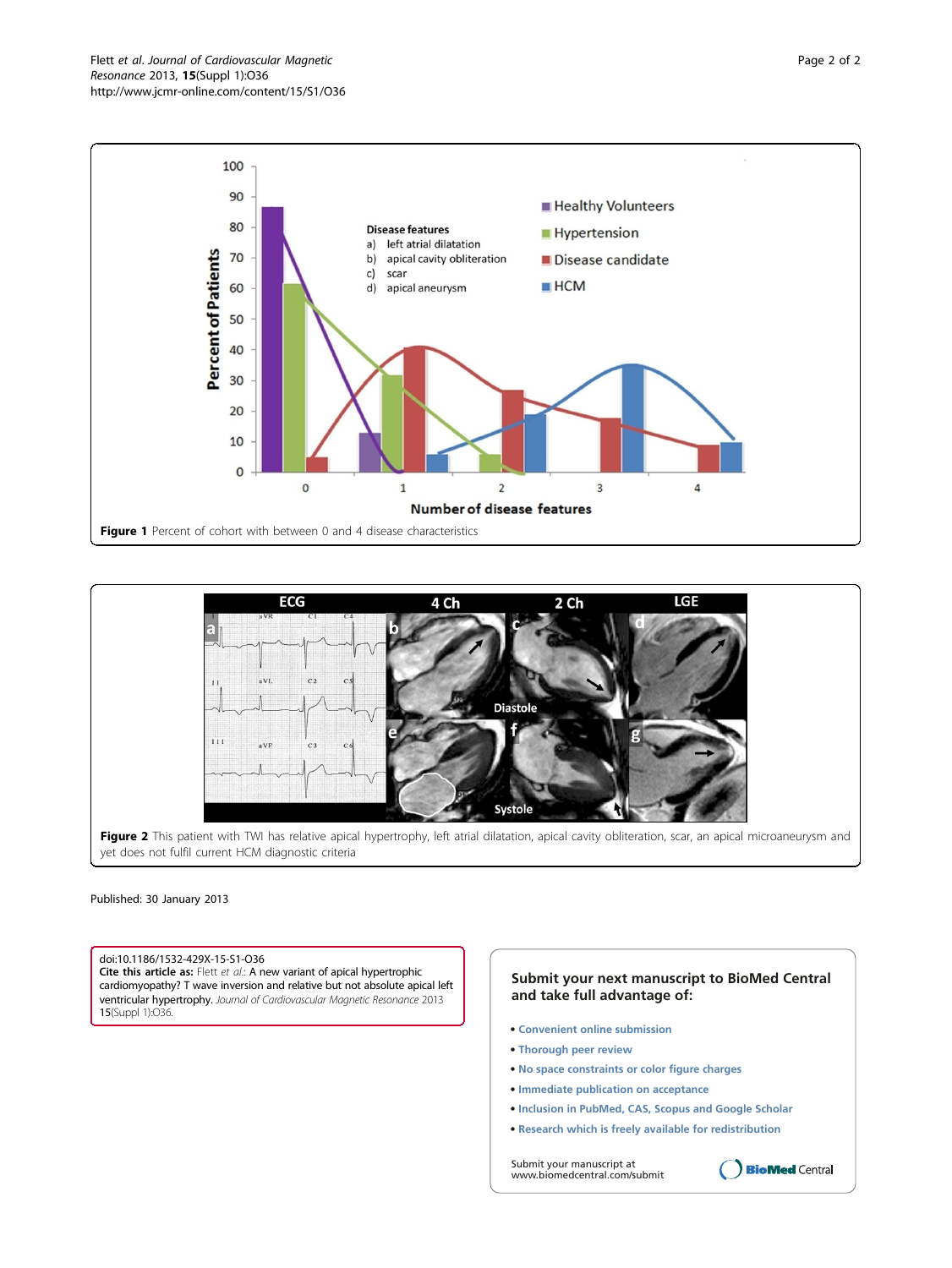100
90
80
70
60
50
40
30
20
10
0

Percent of Patients

Disease features
a) left atrial dilatation
b) apical cavity obliteration
c) scar
d) apical aneurysm

Healthy Volunteers
Hypertension
Disease candidate
HCM

0
1
2
3
4

Number of disease features

**Figure 1** Percent of cohort with between 0 and 4 disease characteristics

ECG
4 Ch
2 Ch
LGE
a
b
c
d
Diastole
e
f
g
Systole

**Figure 2** This patient with TWI has relative apical hypertrophy, left atrial dilatation, apical cavity obliteration, scar, an apical microaneurysm and yet does not fulfil current HCM diagnostic criteria

Published: 30 January 2013

doi:10.1186/1532-429X-15-S1-O36
**Cite this article as:** Flett *et al.*: A new variant of apical hypertrophic cardiomyopathy? T wave inversion and relative but not absolute apical left ventricular hypertrophy. *Journal of Cardiovascular Magnetic Resonance* 2013 15(Suppl 1):O36.

**Submit your next manuscript to BioMed Central and take full advantage of:**

- **Convenient online submission**
- **Thorough peer review**
- **No space constraints or color figure charges**
- **Immediate publication on acceptance**
- **Inclusion in PubMed, CAS, Scopus and Google Scholar**
- **Research which is freely available for redistribution**

Submit your manuscript at
www.biomedcentral.com/submit

BioMed Central